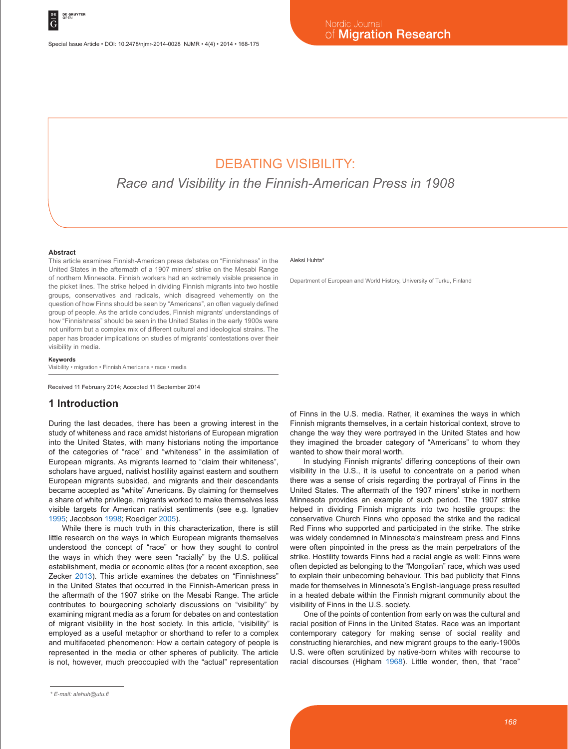Special Issue Article • DOI: 10.2478/njmr-2014-0028

# DEBATING VISIBILITY:

## *Race and Visibility in the Finnish-American Press in 1908*

Aleksi Huhta*

Department of European and World History, University of Turku, Finland

### Abstract

This article examines Finnish-American press debates on "Finnishness" in the United States in the aftermath of a 1907 miners' strike on the Mesabi Range of northern Minnesota. Finnish workers had an extremely visible presence in the picket lines. The strike helped in dividing Finnish migrants into two hostile groups, conservatives and radicals, which disagreed vehemently on the question of how Finns should be seen by "Americans", an often vaguely defined group of people. As the article concludes, Finnish migrants' understandings of how "Finnishness" should be seen in the United States in the early 1900s were not uniform but a complex mix of different cultural and ideological strains. The paper has broader implications on studies of migrants' contestations over their visibility in media.

### Keywords

Visibility • migration • Finnish Americans • race • media

Received 11 February 2014; Accepted 11 September 2014

## 1 Introduction

During the last decades, there has been a growing interest in the study of whiteness and race amidst historians of European migration into the United States, with many historians noting the importance of the categories of "race" and "whiteness" in the assimilation of European migrants. As migrants learned to "claim their whiteness", scholars have argued, nativist hostility against eastern and southern European migrants subsided, and migrants and their descendants became accepted as "white" Americans. By claiming for themselves a share of white privilege, migrants worked to make themselves less visible targets for American nativist sentiments (see e.g. Ignatiev 1995; Jacobson 1998; Roediger 2005).

While there is much truth in this characterization, there is still little research on the ways in which European migrants themselves understood the concept of "race" or how they sought to control the ways in which they were seen "racially" by the U.S. political establishment, media or economic elites (for a recent exception, see Zecker 2013). This article examines the debates on "Finnishness" in the United States that occurred in the Finnish-American press in the aftermath of the 1907 strike on the Mesabi Range. The article contributes to bourgeoning scholarly discussions on "visibility" by examining migrant media as a forum for debates on and contestation of migrant visibility in the host society. In this article, "visibility" is employed as a useful metaphor or shorthand to refer to a complex and multifaceted phenomenon: How a certain category of people is represented in the media or other spheres of publicity. The article is not, however, much preoccupied with the "actual" representation of Finns in the U.S. media. Rather, it examines the ways in which Finnish migrants themselves, in a certain historical context, strove to change the way they were portrayed in the United States and how they imagined the broader category of "Americans" to whom they wanted to show their moral worth.

In studying Finnish migrants' differing conceptions of their own visibility in the U.S., it is useful to concentrate on a period when there was a sense of crisis regarding the portrayal of Finns in the United States. The aftermath of the 1907 miners' strike in northern Minnesota provides an example of such period. The 1907 strike helped in dividing Finnish migrants into two hostile groups: the conservative Church Finns who opposed the strike and the radical Red Finns who supported and participated in the strike. The strike was widely condemned in Minnesota's mainstream press and Finns were often pinpointed in the press as the main perpetrators of the strike. Hostility towards Finns had a racial angle as well: Finns were often depicted as belonging to the "Mongolian" race, which was used to explain their unbecoming behaviour. This bad publicity that Finns made for themselves in Minnesota's English-language press resulted in a heated debate within the Finnish migrant community about the visibility of Finns in the U.S. society.

One of the points of contention from early on was the cultural and racial position of Finns in the United States. Race was an important contemporary category for making sense of social reality and constructing hierarchies, and new migrant groups to the early-1900s U.S. were often scrutinized by native-born whites with recourse to racial discourses (Higham 1968). Little wonder, then, that "race"

* E-mail: alehuh@utu.fi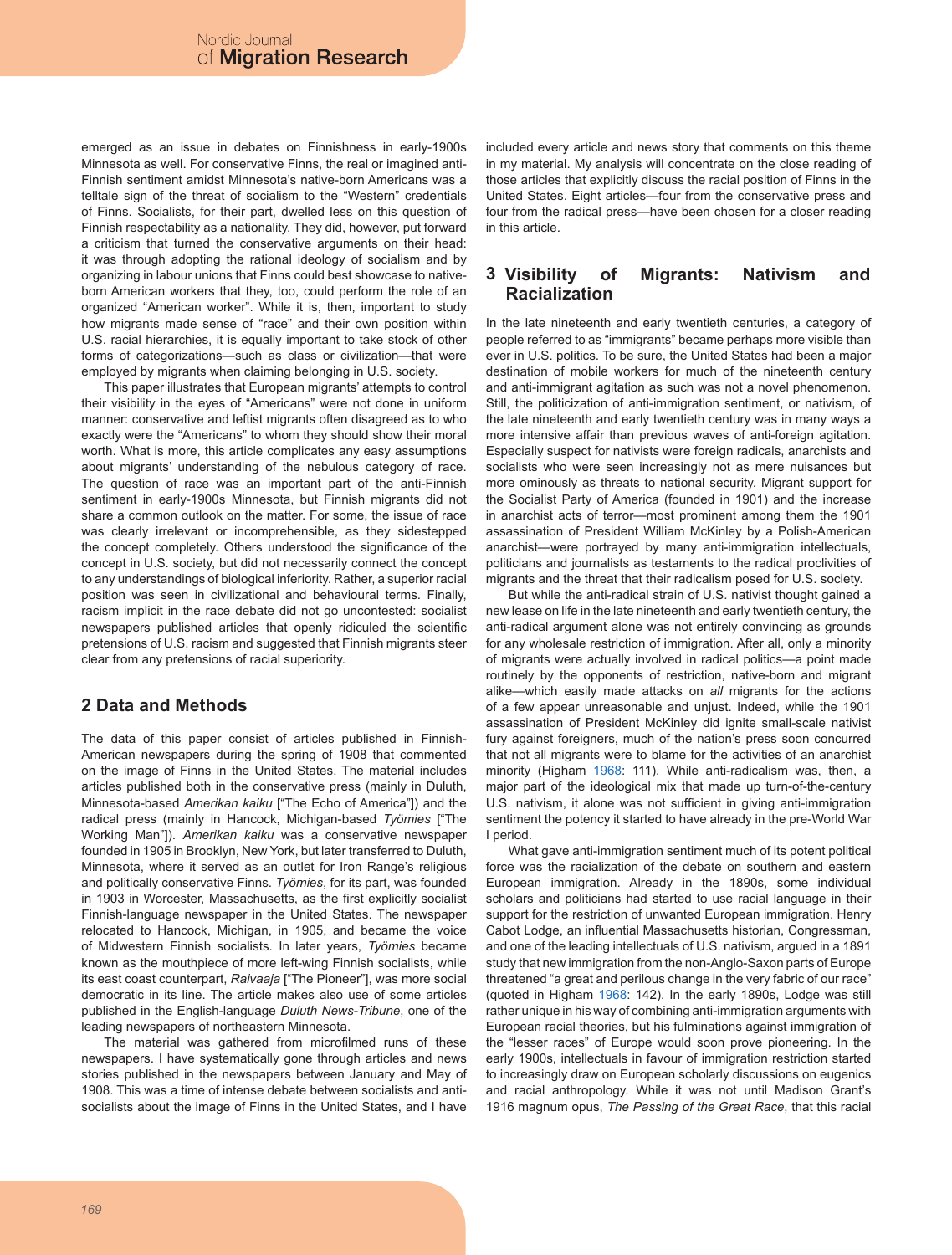emerged as an issue in debates on Finnishness in early-1900s Minnesota as well. For conservative Finns, the real or imagined anti-Finnish sentiment amidst Minnesota's native-born Americans was a telltale sign of the threat of socialism to the "Western" credentials of Finns. Socialists, for their part, dwelled less on this question of Finnish respectability as a nationality. They did, however, put forward a criticism that turned the conservative arguments on their head: it was through adopting the rational ideology of socialism and by organizing in labour unions that Finns could best showcase to native-born American workers that they, too, could perform the role of an organized "American worker". While it is, then, important to study how migrants made sense of "race" and their own position within U.S. racial hierarchies, it is equally important to take stock of other forms of categorizations—such as class or civilization—that were employed by migrants when claiming belonging in U.S. society.

This paper illustrates that European migrants' attempts to control their visibility in the eyes of "Americans" were not done in uniform manner: conservative and leftist migrants often disagreed as to who exactly were the "Americans" to whom they should show their moral worth. What is more, this article complicates any easy assumptions about migrants' understanding of the nebulous category of race. The question of race was an important part of the anti-Finnish sentiment in early-1900s Minnesota, but Finnish migrants did not share a common outlook on the matter. For some, the issue of race was clearly irrelevant or incomprehensible, as they sidestepped the concept completely. Others understood the significance of the concept in U.S. society, but did not necessarily connect the concept to any understandings of biological inferiority. Rather, a superior racial position was seen in civilizational and behavioural terms. Finally, racism implicit in the race debate did not go uncontested: socialist newspapers published articles that openly ridiculed the scientific pretensions of U.S. racism and suggested that Finnish migrants steer clear from any pretensions of racial superiority.

## 2 Data and Methods

The data of this paper consist of articles published in Finnish-American newspapers during the spring of 1908 that commented on the image of Finns in the United States. The material includes articles published both in the conservative press (mainly in Duluth, Minnesota-based *Amerikan kaiku* ["The Echo of America"]) and the radical press (mainly in Hancock, Michigan-based *Työmies* ["The Working Man"]). *Amerikan kaiku* was a conservative newspaper founded in 1905 in Brooklyn, New York, but later transferred to Duluth, Minnesota, where it served as an outlet for Iron Range's religious and politically conservative Finns. *Työmies*, for its part, was founded in 1903 in Worcester, Massachusetts, as the first explicitly socialist Finnish-language newspaper in the United States. The newspaper relocated to Hancock, Michigan, in 1905, and became the voice of Midwestern Finnish socialists. In later years, *Työmies* became known as the mouthpiece of more left-wing Finnish socialists, while its east coast counterpart, *Raivaaja* ["The Pioneer"], was more social democratic in its line. The article makes also use of some articles published in the English-language *Duluth News-Tribune*, one of the leading newspapers of northeastern Minnesota.

The material was gathered from microfilmed runs of these newspapers. I have systematically gone through articles and news stories published in the newspapers between January and May of 1908. This was a time of intense debate between socialists and anti-socialists about the image of Finns in the United States, and I have included every article and news story that comments on this theme in my material. My analysis will concentrate on the close reading of those articles that explicitly discuss the racial position of Finns in the United States. Eight articles—four from the conservative press and four from the radical press—have been chosen for a closer reading in this article.

## 3 Visibility of Migrants: Nativism and Racialization

In the late nineteenth and early twentieth centuries, a category of people referred to as "immigrants" became perhaps more visible than ever in U.S. politics. To be sure, the United States had been a major destination of mobile workers for much of the nineteenth century and anti-immigrant agitation as such was not a novel phenomenon. Still, the politicization of anti-immigration sentiment, or nativism, of the late nineteenth and early twentieth century was in many ways a more intensive affair than previous waves of anti-foreign agitation. Especially suspect for nativists were foreign radicals, anarchists and socialists who were seen increasingly not as mere nuisances but more ominously as threats to national security. Migrant support for the Socialist Party of America (founded in 1901) and the increase in anarchist acts of terror—most prominent among them the 1901 assassination of President William McKinley by a Polish-American anarchist—were portrayed by many anti-immigration intellectuals, politicians and journalists as testaments to the radical proclivities of migrants and the threat that their radicalism posed for U.S. society.

But while the anti-radical strain of U.S. nativist thought gained a new lease on life in the late nineteenth and early twentieth century, the anti-radical argument alone was not entirely convincing as grounds for any wholesale restriction of immigration. After all, only a minority of migrants were actually involved in radical politics—a point made routinely by the opponents of restriction, native-born and migrant alike—which easily made attacks on *all* migrants for the actions of a few appear unreasonable and unjust. Indeed, while the 1901 assassination of President McKinley did ignite small-scale nativist fury against foreigners, much of the nation's press soon concurred that not all migrants were to blame for the activities of an anarchist minority (Higham 1968: 111). While anti-radicalism was, then, a major part of the ideological mix that made up turn-of-the-century U.S. nativism, it alone was not sufficient in giving anti-immigration sentiment the potency it started to have already in the pre-World War I period.

What gave anti-immigration sentiment much of its potent political force was the racialization of the debate on southern and eastern European immigration. Already in the 1890s, some individual scholars and politicians had started to use racial language in their support for the restriction of unwanted European immigration. Henry Cabot Lodge, an influential Massachusetts historian, Congressman, and one of the leading intellectuals of U.S. nativism, argued in a 1891 study that new immigration from the non-Anglo-Saxon parts of Europe threatened "a great and perilous change in the very fabric of our race" (quoted in Higham 1968: 142). In the early 1890s, Lodge was still rather unique in his way of combining anti-immigration arguments with European racial theories, but his fulminations against immigration of the "lesser races" of Europe would soon prove pioneering. In the early 1900s, intellectuals in favour of immigration restriction started to increasingly draw on European scholarly discussions on eugenics and racial anthropology. While it was not until Madison Grant's 1916 magnum opus, *The Passing of the Great Race*, that this racial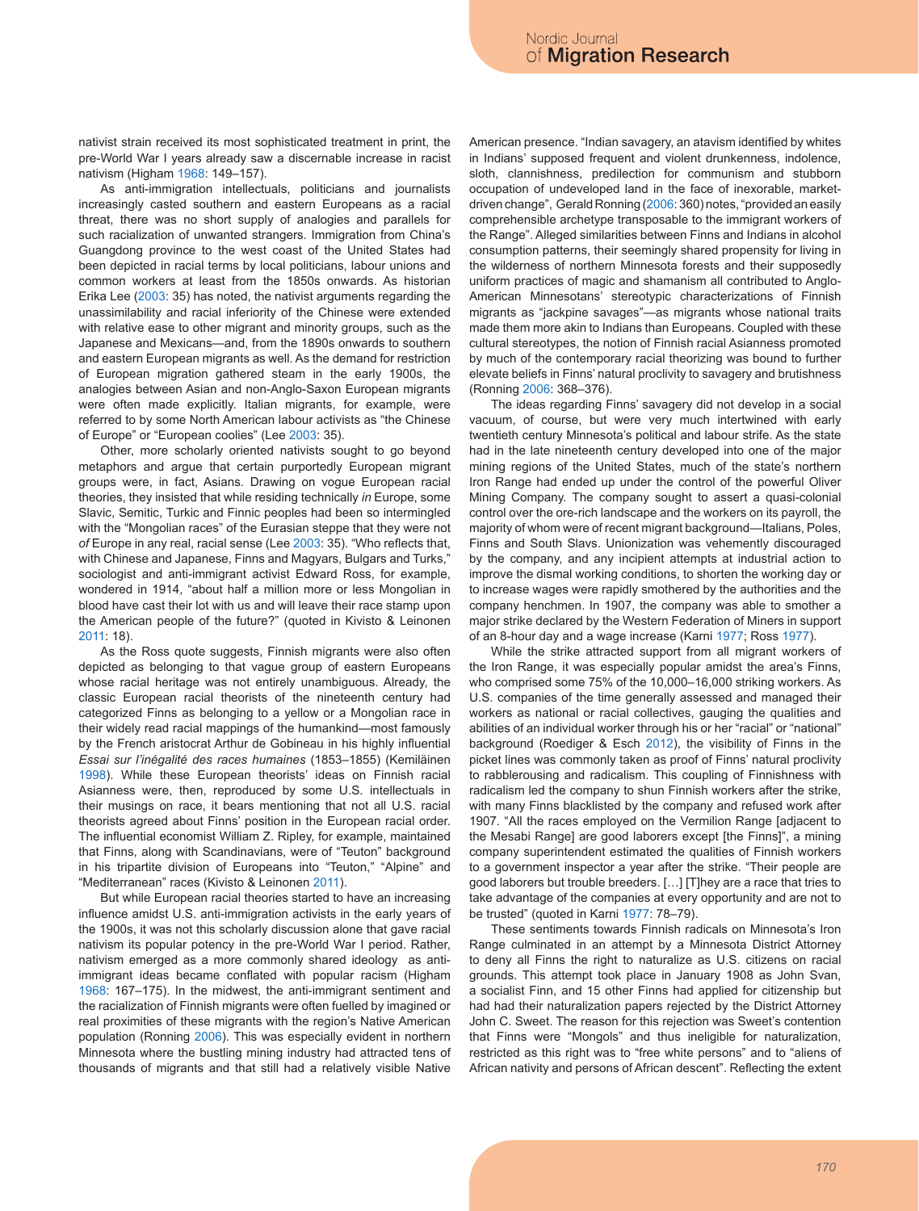nativist strain received its most sophisticated treatment in print, the pre-World War I years already saw a discernable increase in racist nativism (Higham 1968: 149–157).

As anti-immigration intellectuals, politicians and journalists increasingly casted southern and eastern Europeans as a racial threat, there was no short supply of analogies and parallels for such racialization of unwanted strangers. Immigration from China's Guangdong province to the west coast of the United States had been depicted in racial terms by local politicians, labour unions and common workers at least from the 1850s onwards. As historian Erika Lee (2003: 35) has noted, the nativist arguments regarding the unassimilability and racial inferiority of the Chinese were extended with relative ease to other migrant and minority groups, such as the Japanese and Mexicans—and, from the 1890s onwards to southern and eastern European migrants as well. As the demand for restriction of European migration gathered steam in the early 1900s, the analogies between Asian and non-Anglo-Saxon European migrants were often made explicitly. Italian migrants, for example, were referred to by some North American labour activists as "the Chinese of Europe" or "European coolies" (Lee 2003: 35).

Other, more scholarly oriented nativists sought to go beyond metaphors and argue that certain purportedly European migrant groups were, in fact, Asians. Drawing on vogue European racial theories, they insisted that while residing technically *in* Europe, some Slavic, Semitic, Turkic and Finnic peoples had been so intermingled with the "Mongolian races" of the Eurasian steppe that they were not *of* Europe in any real, racial sense (Lee 2003: 35). "Who reflects that, with Chinese and Japanese, Finns and Magyars, Bulgars and Turks," sociologist and anti-immigrant activist Edward Ross, for example, wondered in 1914, "about half a million more or less Mongolian in blood have cast their lot with us and will leave their race stamp upon the American people of the future?" (quoted in Kivisto & Leinonen 2011: 18).

As the Ross quote suggests, Finnish migrants were also often depicted as belonging to that vague group of eastern Europeans whose racial heritage was not entirely unambiguous. Already, the classic European racial theorists of the nineteenth century had categorized Finns as belonging to a yellow or a Mongolian race in their widely read racial mappings of the humankind—most famously by the French aristocrat Arthur de Gobineau in his highly influential *Essai sur l'inégalité des races humaines* (1853–1855) (Kemiläinen 1998). While these European theorists' ideas on Finnish racial Asianness were, then, reproduced by some U.S. intellectuals in their musings on race, it bears mentioning that not all U.S. racial theorists agreed about Finns' position in the European racial order. The influential economist William Z. Ripley, for example, maintained that Finns, along with Scandinavians, were of "Teuton" background in his tripartite division of Europeans into "Teuton," "Alpine" and "Mediterranean" races (Kivisto & Leinonen 2011).

But while European racial theories started to have an increasing influence amidst U.S. anti-immigration activists in the early years of the 1900s, it was not this scholarly discussion alone that gave racial nativism its popular potency in the pre-World War I period. Rather, nativism emerged as a more commonly shared ideology as anti-immigrant ideas became conflated with popular racism (Higham 1968: 167–175). In the midwest, the anti-immigrant sentiment and the racialization of Finnish migrants were often fuelled by imagined or real proximities of these migrants with the region's Native American population (Ronning 2006). This was especially evident in northern Minnesota where the bustling mining industry had attracted tens of thousands of migrants and that still had a relatively visible Native American presence. "Indian savagery, an atavism identified by whites in Indians' supposed frequent and violent drunkenness, indolence, sloth, clannishness, predilection for communism and stubborn occupation of undeveloped land in the face of inexorable, market-driven change", Gerald Ronning (2006: 360) notes, "provided an easily comprehensible archetype transposable to the immigrant workers of the Range". Alleged similarities between Finns and Indians in alcohol consumption patterns, their seemingly shared propensity for living in the wilderness of northern Minnesota forests and their supposedly uniform practices of magic and shamanism all contributed to Anglo-American Minnesotans' stereotypic characterizations of Finnish migrants as "jackpine savages"—as migrants whose national traits made them more akin to Indians than Europeans. Coupled with these cultural stereotypes, the notion of Finnish racial Asianness promoted by much of the contemporary racial theorizing was bound to further elevate beliefs in Finns' natural proclivity to savagery and brutishness (Ronning 2006: 368–376).

The ideas regarding Finns' savagery did not develop in a social vacuum, of course, but were very much intertwined with early twentieth century Minnesota's political and labour strife. As the state had in the late nineteenth century developed into one of the major mining regions of the United States, much of the state's northern Iron Range had ended up under the control of the powerful Oliver Mining Company. The company sought to assert a quasi-colonial control over the ore-rich landscape and the workers on its payroll, the majority of whom were of recent migrant background—Italians, Poles, Finns and South Slavs. Unionization was vehemently discouraged by the company, and any incipient attempts at industrial action to improve the dismal working conditions, to shorten the working day or to increase wages were rapidly smothered by the authorities and the company henchmen. In 1907, the company was able to smother a major strike declared by the Western Federation of Miners in support of an 8-hour day and a wage increase (Karni 1977; Ross 1977).

While the strike attracted support from all migrant workers of the Iron Range, it was especially popular amidst the area's Finns, who comprised some 75% of the 10,000–16,000 striking workers. As U.S. companies of the time generally assessed and managed their workers as national or racial collectives, gauging the qualities and abilities of an individual worker through his or her "racial" or "national" background (Roediger & Esch 2012), the visibility of Finns in the picket lines was commonly taken as proof of Finns' natural proclivity to rabblerousing and radicalism. This coupling of Finnishness with radicalism led the company to shun Finnish workers after the strike, with many Finns blacklisted by the company and refused work after 1907. "All the races employed on the Vermilion Range [adjacent to the Mesabi Range] are good laborers except [the Finns]", a mining company superintendent estimated the qualities of Finnish workers to a government inspector a year after the strike. "Their people are good laborers but trouble breeders. […] [T]hey are a race that tries to take advantage of the companies at every opportunity and are not to be trusted" (quoted in Karni 1977: 78–79).

These sentiments towards Finnish radicals on Minnesota's Iron Range culminated in an attempt by a Minnesota District Attorney to deny all Finns the right to naturalize as U.S. citizens on racial grounds. This attempt took place in January 1908 as John Svan, a socialist Finn, and 15 other Finns had applied for citizenship but had had their naturalization papers rejected by the District Attorney John C. Sweet. The reason for this rejection was Sweet's contention that Finns were "Mongols" and thus ineligible for naturalization, restricted as this right was to "free white persons" and to "aliens of African nativity and persons of African descent". Reflecting the extent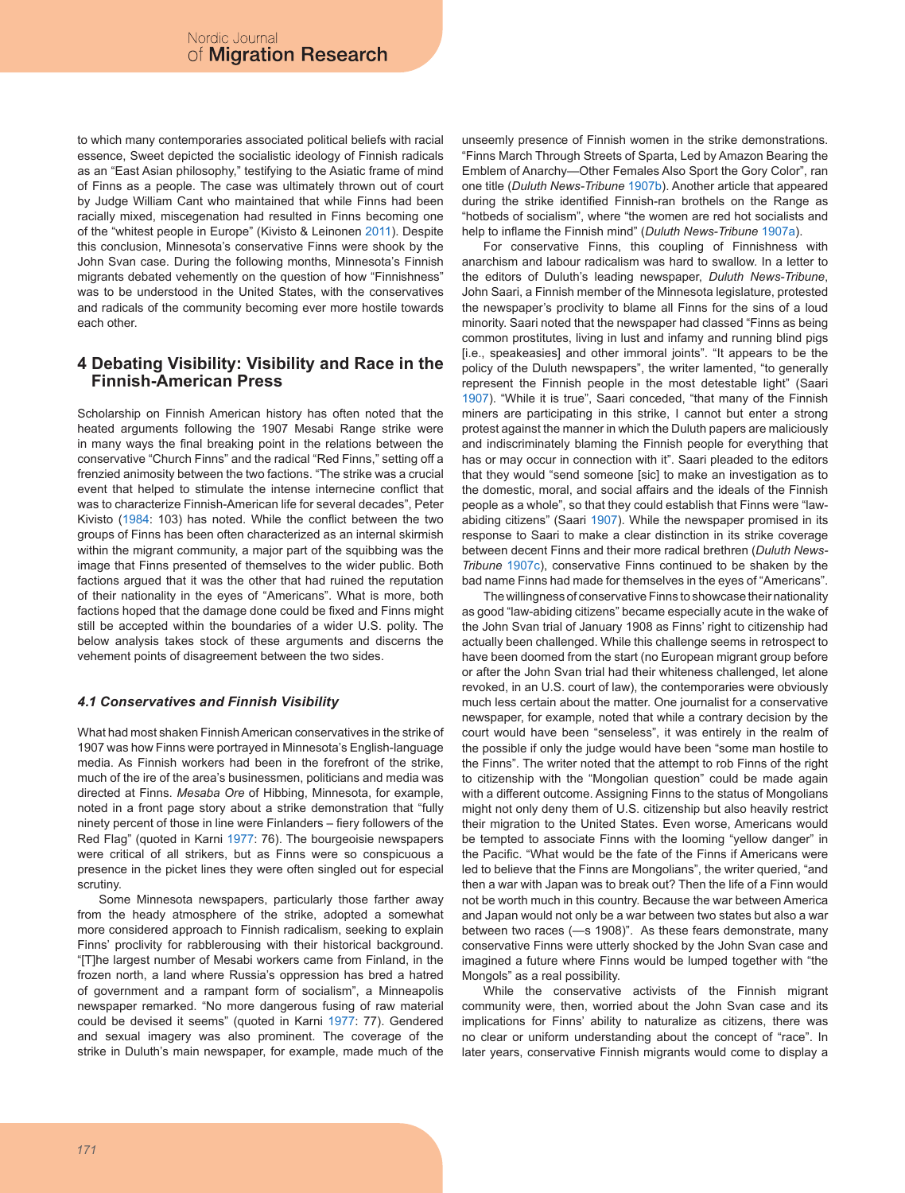to which many contemporaries associated political beliefs with racial essence, Sweet depicted the socialistic ideology of Finnish radicals as an "East Asian philosophy," testifying to the Asiatic frame of mind of Finns as a people. The case was ultimately thrown out of court by Judge William Cant who maintained that while Finns had been racially mixed, miscegenation had resulted in Finns becoming one of the "whitest people in Europe" (Kivisto & Leinonen 2011). Despite this conclusion, Minnesota's conservative Finns were shook by the John Svan case. During the following months, Minnesota's Finnish migrants debated vehemently on the question of how "Finnishness" was to be understood in the United States, with the conservatives and radicals of the community becoming ever more hostile towards each other.

## 4 Debating Visibility: Visibility and Race in the Finnish-American Press

Scholarship on Finnish American history has often noted that the heated arguments following the 1907 Mesabi Range strike were in many ways the final breaking point in the relations between the conservative "Church Finns" and the radical "Red Finns," setting off a frenzied animosity between the two factions. "The strike was a crucial event that helped to stimulate the intense internecine conflict that was to characterize Finnish-American life for several decades", Peter Kivisto (1984: 103) has noted. While the conflict between the two groups of Finns has been often characterized as an internal skirmish within the migrant community, a major part of the squibbing was the image that Finns presented of themselves to the wider public. Both factions argued that it was the other that had ruined the reputation of their nationality in the eyes of "Americans". What is more, both factions hoped that the damage done could be fixed and Finns might still be accepted within the boundaries of a wider U.S. polity. The below analysis takes stock of these arguments and discerns the vehement points of disagreement between the two sides.

### *4.1 Conservatives and Finnish Visibility*

What had most shaken Finnish American conservatives in the strike of 1907 was how Finns were portrayed in Minnesota's English-language media. As Finnish workers had been in the forefront of the strike, much of the ire of the area's businessmen, politicians and media was directed at Finns. *Mesaba Ore* of Hibbing, Minnesota, for example, noted in a front page story about a strike demonstration that "fully ninety percent of those in line were Finlanders – fiery followers of the Red Flag" (quoted in Karni 1977: 76). The bourgeoisie newspapers were critical of all strikers, but as Finns were so conspicuous a presence in the picket lines they were often singled out for especial scrutiny.

Some Minnesota newspapers, particularly those farther away from the heady atmosphere of the strike, adopted a somewhat more considered approach to Finnish radicalism, seeking to explain Finns' proclivity for rabblerousing with their historical background. "[T]he largest number of Mesabi workers came from Finland, in the frozen north, a land where Russia's oppression has bred a hatred of government and a rampant form of socialism", a Minneapolis newspaper remarked. "No more dangerous fusing of raw material could be devised it seems" (quoted in Karni 1977: 77). Gendered and sexual imagery was also prominent. The coverage of the strike in Duluth's main newspaper, for example, made much of the unseemly presence of Finnish women in the strike demonstrations. "Finns March Through Streets of Sparta, Led by Amazon Bearing the Emblem of Anarchy—Other Females Also Sport the Gory Color", ran one title (*Duluth News-Tribune* 1907b). Another article that appeared during the strike identified Finnish-ran brothels on the Range as "hotbeds of socialism", where "the women are red hot socialists and help to inflame the Finnish mind" (*Duluth News-Tribune* 1907a).

For conservative Finns, this coupling of Finnishness with anarchism and labour radicalism was hard to swallow. In a letter to the editors of Duluth's leading newspaper, *Duluth News-Tribune*, John Saari, a Finnish member of the Minnesota legislature, protested the newspaper's proclivity to blame all Finns for the sins of a loud minority. Saari noted that the newspaper had classed "Finns as being common prostitutes, living in lust and infamy and running blind pigs [i.e., speakeasies] and other immoral joints". "It appears to be the policy of the Duluth newspapers", the writer lamented, "to generally represent the Finnish people in the most detestable light" (Saari 1907). "While it is true", Saari conceded, "that many of the Finnish miners are participating in this strike, I cannot but enter a strong protest against the manner in which the Duluth papers are maliciously and indiscriminately blaming the Finnish people for everything that has or may occur in connection with it". Saari pleaded to the editors that they would "send someone [sic] to make an investigation as to the domestic, moral, and social affairs and the ideals of the Finnish people as a whole", so that they could establish that Finns were "law-abiding citizens" (Saari 1907). While the newspaper promised in its response to Saari to make a clear distinction in its strike coverage between decent Finns and their more radical brethren (*Duluth News-Tribune* 1907c), conservative Finns continued to be shaken by the bad name Finns had made for themselves in the eyes of "Americans".

The willingness of conservative Finns to showcase their nationality as good "law-abiding citizens" became especially acute in the wake of the John Svan trial of January 1908 as Finns' right to citizenship had actually been challenged. While this challenge seems in retrospect to have been doomed from the start (no European migrant group before or after the John Svan trial had their whiteness challenged, let alone revoked, in an U.S. court of law), the contemporaries were obviously much less certain about the matter. One journalist for a conservative newspaper, for example, noted that while a contrary decision by the court would have been "senseless", it was entirely in the realm of the possible if only the judge would have been "some man hostile to the Finns". The writer noted that the attempt to rob Finns of the right to citizenship with the "Mongolian question" could be made again with a different outcome. Assigning Finns to the status of Mongolians might not only deny them of U.S. citizenship but also heavily restrict their migration to the United States. Even worse, Americans would be tempted to associate Finns with the looming "yellow danger" in the Pacific. "What would be the fate of the Finns if Americans were led to believe that the Finns are Mongolians", the writer queried, "and then a war with Japan was to break out? Then the life of a Finn would not be worth much in this country. Because the war between America and Japan would not only be a war between two states but also a war between two races (—s 1908)". As these fears demonstrate, many conservative Finns were utterly shocked by the John Svan case and imagined a future where Finns would be lumped together with "the Mongols" as a real possibility.

While the conservative activists of the Finnish migrant community were, then, worried about the John Svan case and its implications for Finns' ability to naturalize as citizens, there was no clear or uniform understanding about the concept of "race". In later years, conservative Finnish migrants would come to display a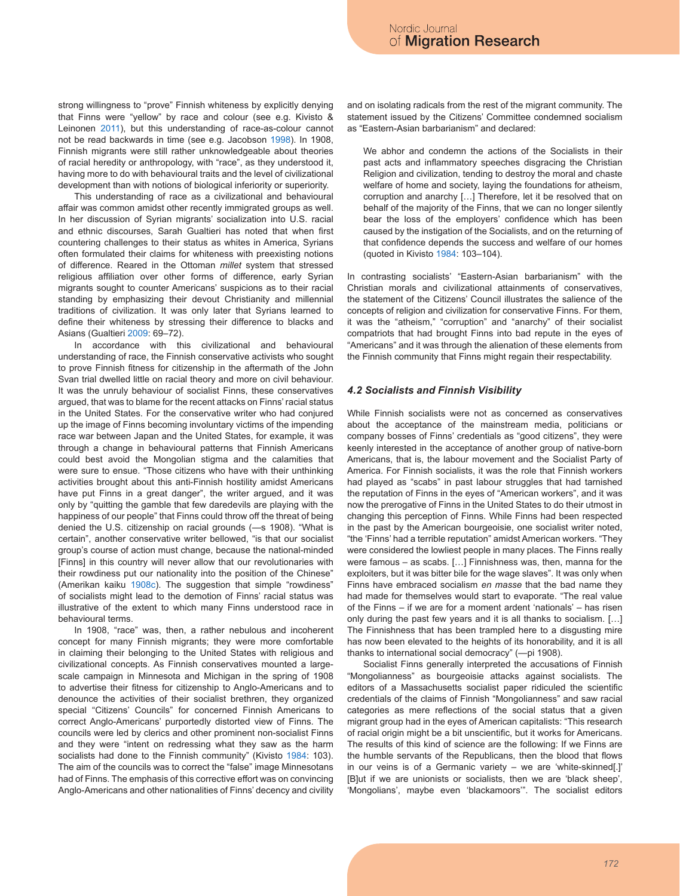strong willingness to "prove" Finnish whiteness by explicitly denying that Finns were "yellow" by race and colour (see e.g. Kivisto & Leinonen 2011), but this understanding of race-as-colour cannot not be read backwards in time (see e.g. Jacobson 1998). In 1908, Finnish migrants were still rather unknowledgeable about theories of racial heredity or anthropology, with "race", as they understood it, having more to do with behavioural traits and the level of civilizational development than with notions of biological inferiority or superiority.

This understanding of race as a civilizational and behavioural affair was common amidst other recently immigrated groups as well. In her discussion of Syrian migrants' socialization into U.S. racial and ethnic discourses, Sarah Gualtieri has noted that when first countering challenges to their status as whites in America, Syrians often formulated their claims for whiteness with preexisting notions of difference. Reared in the Ottoman *millet* system that stressed religious affiliation over other forms of difference, early Syrian migrants sought to counter Americans' suspicions as to their racial standing by emphasizing their devout Christianity and millennial traditions of civilization. It was only later that Syrians learned to define their whiteness by stressing their difference to blacks and Asians (Gualtieri 2009: 69–72).

In accordance with this civilizational and behavioural understanding of race, the Finnish conservative activists who sought to prove Finnish fitness for citizenship in the aftermath of the John Svan trial dwelled little on racial theory and more on civil behaviour. It was the unruly behaviour of socialist Finns, these conservatives argued, that was to blame for the recent attacks on Finns' racial status in the United States. For the conservative writer who had conjured up the image of Finns becoming involuntary victims of the impending race war between Japan and the United States, for example, it was through a change in behavioural patterns that Finnish Americans could best avoid the Mongolian stigma and the calamities that were sure to ensue. "Those citizens who have with their unthinking activities brought about this anti-Finnish hostility amidst Americans have put Finns in a great danger", the writer argued, and it was only by "quitting the gamble that few daredevils are playing with the happiness of our people" that Finns could throw off the threat of being denied the U.S. citizenship on racial grounds (—s 1908). "What is certain", another conservative writer bellowed, "is that our socialist group's course of action must change, because the national-minded [Finns] in this country will never allow that our revolutionaries with their rowdiness put our nationality into the position of the Chinese" (Amerikan kaiku 1908c). The suggestion that simple "rowdiness" of socialists might lead to the demotion of Finns' racial status was illustrative of the extent to which many Finns understood race in behavioural terms.

In 1908, "race" was, then, a rather nebulous and incoherent concept for many Finnish migrants; they were more comfortable in claiming their belonging to the United States with religious and civilizational concepts. As Finnish conservatives mounted a large-scale campaign in Minnesota and Michigan in the spring of 1908 to advertise their fitness for citizenship to Anglo-Americans and to denounce the activities of their socialist brethren, they organized special "Citizens' Councils" for concerned Finnish Americans to correct Anglo-Americans' purportedly distorted view of Finns. The councils were led by clerics and other prominent non-socialist Finns and they were "intent on redressing what they saw as the harm socialists had done to the Finnish community" (Kivisto 1984: 103). The aim of the councils was to correct the "false" image Minnesotans had of Finns. The emphasis of this corrective effort was on convincing Anglo-Americans and other nationalities of Finns' decency and civility and on isolating radicals from the rest of the migrant community. The statement issued by the Citizens' Committee condemned socialism as "Eastern-Asian barbarianism" and declared:

> We abhor and condemn the actions of the Socialists in their past acts and inflammatory speeches disgracing the Christian Religion and civilization, tending to destroy the moral and chaste welfare of home and society, laying the foundations for atheism, corruption and anarchy […] Therefore, let it be resolved that on behalf of the majority of the Finns, that we can no longer silently bear the loss of the employers' confidence which has been caused by the instigation of the Socialists, and on the returning of that confidence depends the success and welfare of our homes (quoted in Kivisto 1984: 103–104).

In contrasting socialists' "Eastern-Asian barbarianism" with the Christian morals and civilizational attainments of conservatives, the statement of the Citizens' Council illustrates the salience of the concepts of religion and civilization for conservative Finns. For them, it was the "atheism," "corruption" and "anarchy" of their socialist compatriots that had brought Finns into bad repute in the eyes of "Americans" and it was through the alienation of these elements from the Finnish community that Finns might regain their respectability.

### *4.2 Socialists and Finnish Visibility*

While Finnish socialists were not as concerned as conservatives about the acceptance of the mainstream media, politicians or company bosses of Finns' credentials as "good citizens", they were keenly interested in the acceptance of another group of native-born Americans, that is, the labour movement and the Socialist Party of America. For Finnish socialists, it was the role that Finnish workers had played as "scabs" in past labour struggles that had tarnished the reputation of Finns in the eyes of "American workers", and it was now the prerogative of Finns in the United States to do their utmost in changing this perception of Finns. While Finns had been respected in the past by the American bourgeoisie, one socialist writer noted, "the 'Finns' had a terrible reputation" amidst American workers. "They were considered the lowliest people in many places. The Finns really were famous – as scabs. […] Finnishness was, then, manna for the exploiters, but it was bitter bile for the wage slaves". It was only when Finns have embraced socialism *en masse* that the bad name they had made for themselves would start to evaporate. "The real value of the Finns – if we are for a moment ardent 'nationals' – has risen only during the past few years and it is all thanks to socialism. […] The Finnishness that has been trampled here to a disgusting mire has now been elevated to the heights of its honorability, and it is all thanks to international social democracy" (—pi 1908).

Socialist Finns generally interpreted the accusations of Finnish "Mongolianness" as bourgeoisie attacks against socialists. The editors of a Massachusetts socialist paper ridiculed the scientific credentials of the claims of Finnish "Mongolianness" and saw racial categories as mere reflections of the social status that a given migrant group had in the eyes of American capitalists: "This research of racial origin might be a bit unscientific, but it works for Americans. The results of this kind of science are the following: If we Finns are the humble servants of the Republicans, then the blood that flows in our veins is of a Germanic variety – we are 'white-skinned[.]' [B]ut if we are unionists or socialists, then we are 'black sheep', 'Mongolians', maybe even 'blackamoors'". The socialist editors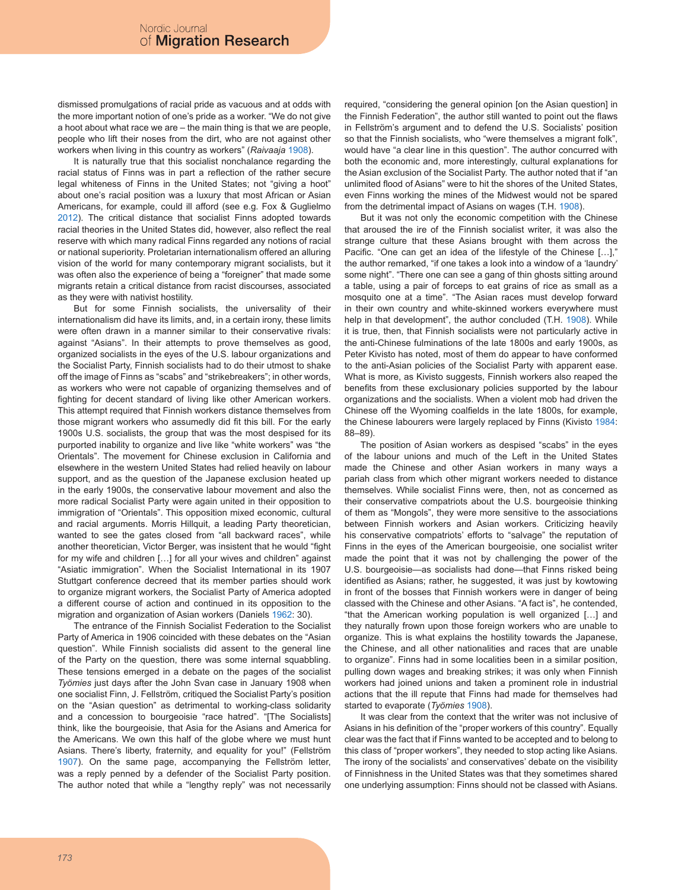dismissed promulgations of racial pride as vacuous and at odds with the more important notion of one's pride as a worker. "We do not give a hoot about what race we are – the main thing is that we are people, people who lift their noses from the dirt, who are not against other workers when living in this country as workers" (*Raivaaja* 1908).

It is naturally true that this socialist nonchalance regarding the racial status of Finns was in part a reflection of the rather secure legal whiteness of Finns in the United States; not "giving a hoot" about one's racial position was a luxury that most African or Asian Americans, for example, could ill afford (see e.g. Fox & Guglielmo 2012). The critical distance that socialist Finns adopted towards racial theories in the United States did, however, also reflect the real reserve with which many radical Finns regarded any notions of racial or national superiority. Proletarian internationalism offered an alluring vision of the world for many contemporary migrant socialists, but it was often also the experience of being a "foreigner" that made some migrants retain a critical distance from racist discourses, associated as they were with nativist hostility.

But for some Finnish socialists, the universality of their internationalism did have its limits, and, in a certain irony, these limits were often drawn in a manner similar to their conservative rivals: against "Asians". In their attempts to prove themselves as good, organized socialists in the eyes of the U.S. labour organizations and the Socialist Party, Finnish socialists had to do their utmost to shake off the image of Finns as "scabs" and "strikebreakers"; in other words, as workers who were not capable of organizing themselves and of fighting for decent standard of living like other American workers. This attempt required that Finnish workers distance themselves from those migrant workers who assumedly did fit this bill. For the early 1900s U.S. socialists, the group that was the most despised for its purported inability to organize and live like "white workers" was "the Orientals". The movement for Chinese exclusion in California and elsewhere in the western United States had relied heavily on labour support, and as the question of the Japanese exclusion heated up in the early 1900s, the conservative labour movement and also the more radical Socialist Party were again united in their opposition to immigration of "Orientals". This opposition mixed economic, cultural and racial arguments. Morris Hillquit, a leading Party theoretician, wanted to see the gates closed from "all backward races", while another theoretician, Victor Berger, was insistent that he would "fight for my wife and children […] for all your wives and children" against "Asiatic immigration". When the Socialist International in its 1907 Stuttgart conference decreed that its member parties should work to organize migrant workers, the Socialist Party of America adopted a different course of action and continued in its opposition to the migration and organization of Asian workers (Daniels 1962: 30).

The entrance of the Finnish Socialist Federation to the Socialist Party of America in 1906 coincided with these debates on the "Asian question". While Finnish socialists did assent to the general line of the Party on the question, there was some internal squabbling. These tensions emerged in a debate on the pages of the socialist *Työmies* just days after the John Svan case in January 1908 when one socialist Finn, J. Fellström, critiqued the Socialist Party's position on the "Asian question" as detrimental to working-class solidarity and a concession to bourgeoisie "race hatred". "[The Socialists] think, like the bourgeoisie, that Asia for the Asians and America for the Americans. We own this half of the globe where we must hunt Asians. There's liberty, fraternity, and equality for you!" (Fellström 1907). On the same page, accompanying the Fellström letter, was a reply penned by a defender of the Socialist Party position. The author noted that while a "lengthy reply" was not necessarily required, "considering the general opinion [on the Asian question] in the Finnish Federation", the author still wanted to point out the flaws in Fellström's argument and to defend the U.S. Socialists' position so that the Finnish socialists, who "were themselves a migrant folk", would have "a clear line in this question". The author concurred with both the economic and, more interestingly, cultural explanations for the Asian exclusion of the Socialist Party. The author noted that if "an unlimited flood of Asians" were to hit the shores of the United States, even Finns working the mines of the Midwest would not be spared from the detrimental impact of Asians on wages (T.H. 1908).

But it was not only the economic competition with the Chinese that aroused the ire of the Finnish socialist writer, it was also the strange culture that these Asians brought with them across the Pacific. "One can get an idea of the lifestyle of the Chinese […]," the author remarked, "if one takes a look into a window of a 'laundry' some night". "There one can see a gang of thin ghosts sitting around a table, using a pair of forceps to eat grains of rice as small as a mosquito one at a time". "The Asian races must develop forward in their own country and white-skinned workers everywhere must help in that development", the author concluded (T.H. 1908). While it is true, then, that Finnish socialists were not particularly active in the anti-Chinese fulminations of the late 1800s and early 1900s, as Peter Kivisto has noted, most of them do appear to have conformed to the anti-Asian policies of the Socialist Party with apparent ease. What is more, as Kivisto suggests, Finnish workers also reaped the benefits from these exclusionary policies supported by the labour organizations and the socialists. When a violent mob had driven the Chinese off the Wyoming coalfields in the late 1800s, for example, the Chinese labourers were largely replaced by Finns (Kivisto 1984: 88–89).

The position of Asian workers as despised "scabs" in the eyes of the labour unions and much of the Left in the United States made the Chinese and other Asian workers in many ways a pariah class from which other migrant workers needed to distance themselves. While socialist Finns were, then, not as concerned as their conservative compatriots about the U.S. bourgeoisie thinking of them as "Mongols", they were more sensitive to the associations between Finnish workers and Asian workers. Criticizing heavily his conservative compatriots' efforts to "salvage" the reputation of Finns in the eyes of the American bourgeoisie, one socialist writer made the point that it was not by challenging the power of the U.S. bourgeoisie—as socialists had done—that Finns risked being identified as Asians; rather, he suggested, it was just by kowtowing in front of the bosses that Finnish workers were in danger of being classed with the Chinese and other Asians. "A fact is", he contended, "that the American working population is well organized […] and they naturally frown upon those foreign workers who are unable to organize. This is what explains the hostility towards the Japanese, the Chinese, and all other nationalities and races that are unable to organize". Finns had in some localities been in a similar position, pulling down wages and breaking strikes; it was only when Finnish workers had joined unions and taken a prominent role in industrial actions that the ill repute that Finns had made for themselves had started to evaporate (*Työmies* 1908).

It was clear from the context that the writer was not inclusive of Asians in his definition of the "proper workers of this country". Equally clear was the fact that if Finns wanted to be accepted and to belong to this class of "proper workers", they needed to stop acting like Asians. The irony of the socialists' and conservatives' debate on the visibility of Finnishness in the United States was that they sometimes shared one underlying assumption: Finns should not be classed with Asians.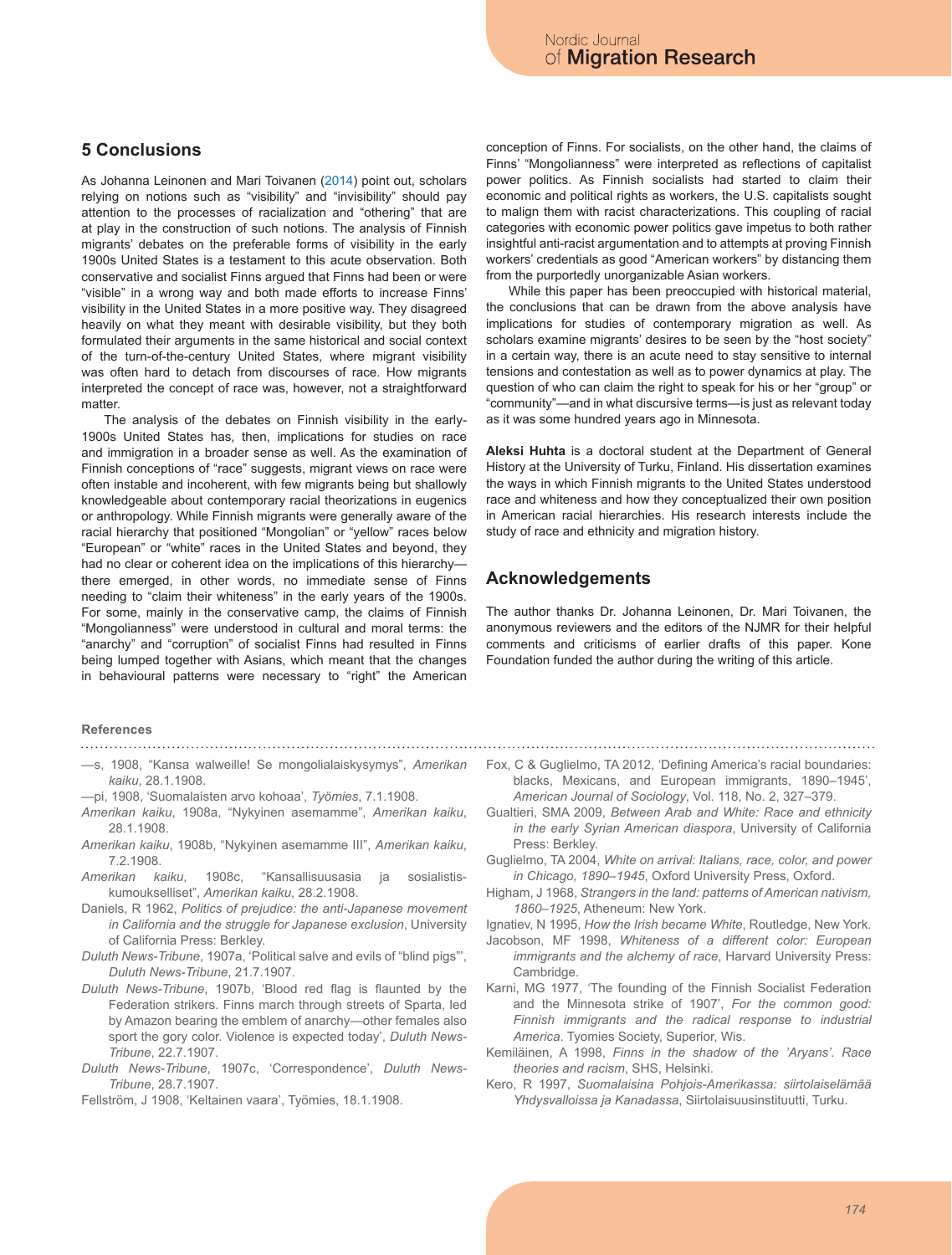## 5 Conclusions

As Johanna Leinonen and Mari Toivanen (2014) point out, scholars relying on notions such as "visibility" and "invisibility" should pay attention to the processes of racialization and "othering" that are at play in the construction of such notions. The analysis of Finnish migrants' debates on the preferable forms of visibility in the early 1900s United States is a testament to this acute observation. Both conservative and socialist Finns argued that Finns had been or were "visible" in a wrong way and both made efforts to increase Finns' visibility in the United States in a more positive way. They disagreed heavily on what they meant with desirable visibility, but they both formulated their arguments in the same historical and social context of the turn-of-the-century United States, where migrant visibility was often hard to detach from discourses of race. How migrants interpreted the concept of race was, however, not a straightforward matter.

The analysis of the debates on Finnish visibility in the early-1900s United States has, then, implications for studies on race and immigration in a broader sense as well. As the examination of Finnish conceptions of "race" suggests, migrant views on race were often instable and incoherent, with few migrants being but shallowly knowledgeable about contemporary racial theorizations in eugenics or anthropology. While Finnish migrants were generally aware of the racial hierarchy that positioned "Mongolian" or "yellow" races below "European" or "white" races in the United States and beyond, they had no clear or coherent idea on the implications of this hierarchy—there emerged, in other words, no immediate sense of Finns needing to "claim their whiteness" in the early years of the 1900s. For some, mainly in the conservative camp, the claims of Finnish "Mongolianness" were understood in cultural and moral terms: the "anarchy" and "corruption" of socialist Finns had resulted in Finns being lumped together with Asians, which meant that the changes in behavioural patterns were necessary to "right" the American conception of Finns. For socialists, on the other hand, the claims of Finns' "Mongolianness" were interpreted as reflections of capitalist power politics. As Finnish socialists had started to claim their economic and political rights as workers, the U.S. capitalists sought to malign them with racist characterizations. This coupling of racial categories with economic power politics gave impetus to both rather insightful anti-racist argumentation and to attempts at proving Finnish workers' credentials as good "American workers" by distancing them from the purportedly unorganizable Asian workers.

While this paper has been preoccupied with historical material, the conclusions that can be drawn from the above analysis have implications for studies of contemporary migration as well. As scholars examine migrants' desires to be seen by the "host society" in a certain way, there is an acute need to stay sensitive to internal tensions and contestation as well as to power dynamics at play. The question of who can claim the right to speak for his or her "group" or "community"—and in what discursive terms—is just as relevant today as it was some hundred years ago in Minnesota.

**Aleksi Huhta** is a doctoral student at the Department of General History at the University of Turku, Finland. His dissertation examines the ways in which Finnish migrants to the United States understood race and whiteness and how they conceptualized their own position in American racial hierarchies. His research interests include the study of race and ethnicity and migration history.

## Acknowledgements

The author thanks Dr. Johanna Leinonen, Dr. Mari Toivanen, the anonymous reviewers and the editors of the NJMR for their helpful comments and criticisms of earlier drafts of this paper. Kone Foundation funded the author during the writing of this article.

### References

—s, 1908, "Kansa walweille! Se mongolialaiskysymys", *Amerikan kaiku*, 28.1.1908.

—pi, 1908, 'Suomalaisten arvo kohoaa', *Työmies*, 7.1.1908.

*Amerikan kaiku*, 1908a, "Nykyinen asemamme", *Amerikan kaiku*, 28.1.1908.

*Amerikan kaiku*, 1908b, "Nykyinen asemamme III", *Amerikan kaiku*, 7.2.1908.

*Amerikan kaiku*, 1908c, "Kansallisuusasia ja sosialistis-kumouksellliset", *Amerikan kaiku*, 28.2.1908.

Daniels, R 1962, *Politics of prejudice: the anti-Japanese movement in California and the struggle for Japanese exclusion*, University of California Press: Berkley.

*Duluth News-Tribune*, 1907a, 'Political salve and evils of "blind pigs"', *Duluth News-Tribune*, 21.7.1907.

*Duluth News-Tribune*, 1907b, 'Blood red flag is flaunted by the Federation strikers. Finns march through streets of Sparta, led by Amazon bearing the emblem of anarchy—other females also sport the gory color. Violence is expected today', *Duluth News-Tribune*, 22.7.1907.

*Duluth News-Tribune*, 1907c, 'Correspondence', *Duluth News-Tribune*, 28.7.1907.

Fellström, J 1908, 'Keltainen vaara', Työmies, 18.1.1908.

Fox, C & Guglielmo, TA 2012, 'Defining America's racial boundaries: blacks, Mexicans, and European immigrants, 1890–1945', *American Journal of Sociology*, Vol. 118, No. 2, 327–379.

Gualtieri, SMA 2009, *Between Arab and White: Race and ethnicity in the early Syrian American diaspora*, University of California Press: Berkley.

Guglielmo, TA 2004, *White on arrival: Italians, race, color, and power in Chicago, 1890–1945*, Oxford University Press, Oxford.

Higham, J 1968, *Strangers in the land: patterns of American nativism, 1860–1925*, Atheneum: New York.

Ignatiev, N 1995, *How the Irish became White*, Routledge, New York.

Jacobson, MF 1998, *Whiteness of a different color: European immigrants and the alchemy of race*, Harvard University Press: Cambridge.

Karni, MG 1977, 'The founding of the Finnish Socialist Federation and the Minnesota strike of 1907', *For the common good: Finnish immigrants and the radical response to industrial America*. Tyomies Society, Superior, Wis.

Kemiläinen, A 1998, *Finns in the shadow of the 'Aryans'. Race theories and racism*, SHS, Helsinki.

Kero, R 1997, *Suomalaisina Pohjois-Amerikassa: siirtolaiselämää Yhdysvalloissa ja Kanadassa*, Siirtolaisuusinstituutti, Turku.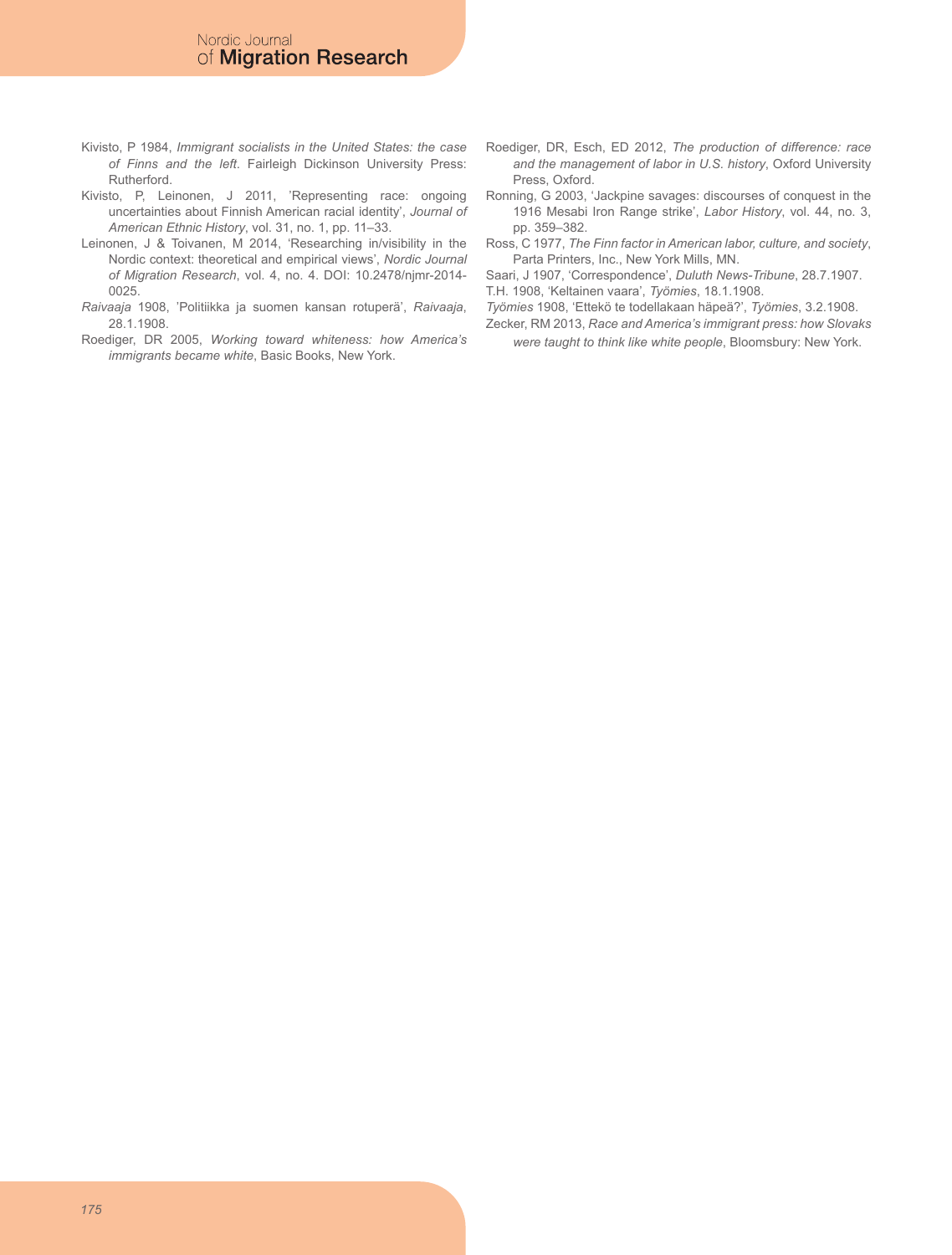Kivisto, P 1984, *Immigrant socialists in the United States: the case of Finns and the left*. Fairleigh Dickinson University Press: Rutherford.

Kivisto, P, Leinonen, J 2011, 'Representing race: ongoing uncertainties about Finnish American racial identity', *Journal of American Ethnic History*, vol. 31, no. 1, pp. 11–33.

Leinonen, J & Toivanen, M 2014, 'Researching in/visibility in the Nordic context: theoretical and empirical views', *Nordic Journal of Migration Research*, vol. 4, no. 4. DOI: 10.2478/njmr-2014-0025.

*Raivaaja* 1908, 'Politiikka ja suomen kansan rotuperä', *Raivaaja*, 28.1.1908.

Roediger, DR 2005, *Working toward whiteness: how America's immigrants became white*, Basic Books, New York.

Roediger, DR, Esch, ED 2012, *The production of difference: race and the management of labor in U.S. history*, Oxford University Press, Oxford.

Ronning, G 2003, 'Jackpine savages: discourses of conquest in the 1916 Mesabi Iron Range strike', *Labor History*, vol. 44, no. 3, pp. 359–382.

Ross, C 1977, *The Finn factor in American labor, culture, and society*, Parta Printers, Inc., New York Mills, MN.

Saari, J 1907, 'Correspondence', *Duluth News-Tribune*, 28.7.1907.

T.H. 1908, 'Keltainen vaara', *Työmies*, 18.1.1908.

*Työmies* 1908, 'Ettekö te todellakaan häpeä?', *Työmies*, 3.2.1908.

Zecker, RM 2013, *Race and America's immigrant press: how Slovaks were taught to think like white people*, Bloomsbury: New York.